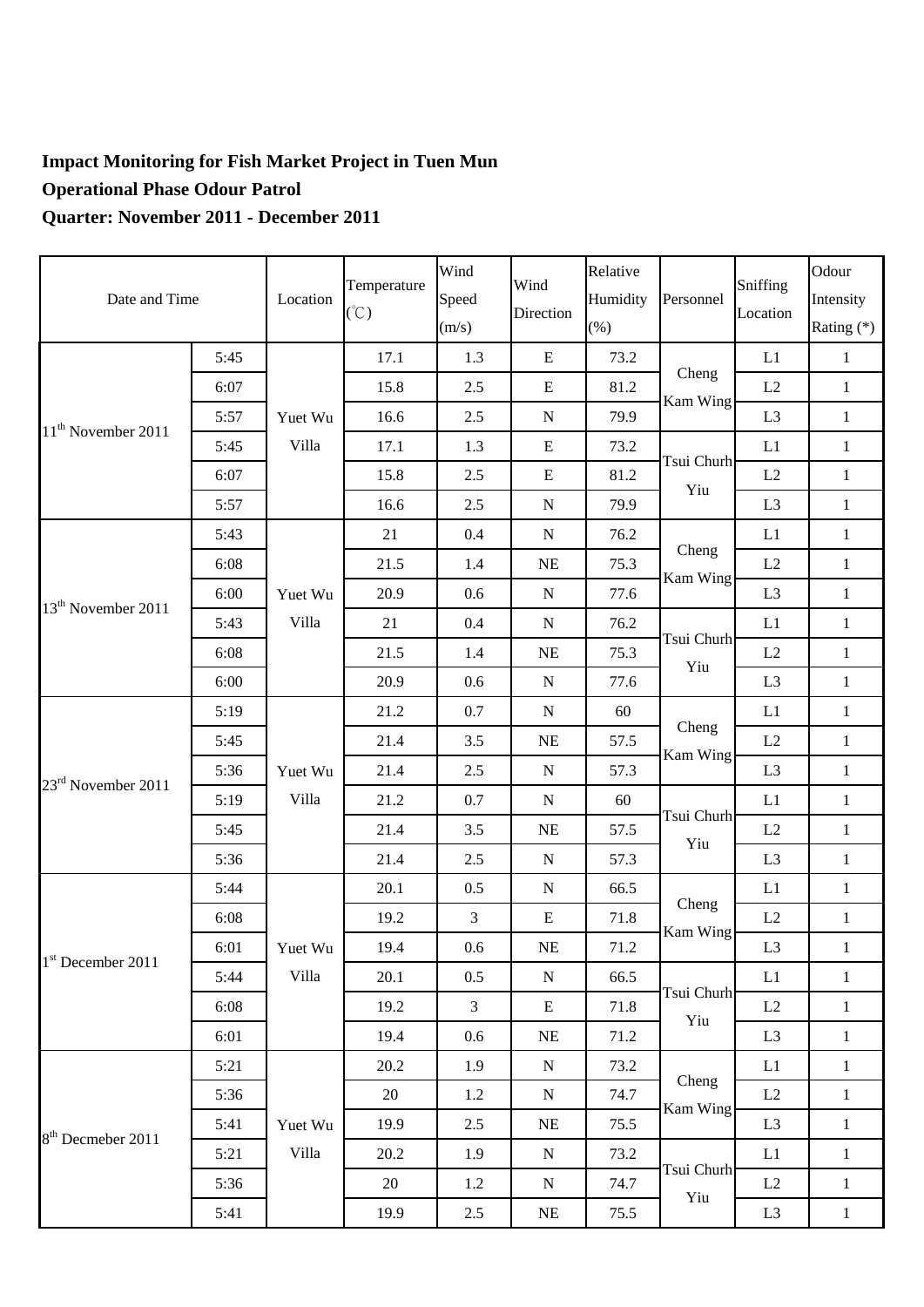**Impact Monitoring for Fish Market Project in Tuen Mun**

**Operational Phase Odour Patrol**

**Quarter: November 2011 - December 2011**

| Date and Time | | Location | Temperature (℃) | Wind Speed (m/s) | Wind Direction | Relative Humidity (%) | Personnel | Sniffing Location | Odour Intensity Rating (*) |
|---|---|---|---|---|---|---|---|---|---|
| 11th November 2011 | 5:45 | Yuet Wu Villa | 17.1 | 1.3 | E | 73.2 | Cheng Kam Wing | L1 | 1 |
| | 6:07 | | 15.8 | 2.5 | E | 81.2 | | L2 | 1 |
| | 5:57 | | 16.6 | 2.5 | N | 79.9 | | L3 | 1 |
| | 5:45 | | 17.1 | 1.3 | E | 73.2 | Tsui Churh Yiu | L1 | 1 |
| | 6:07 | | 15.8 | 2.5 | E | 81.2 | | L2 | 1 |
| | 5:57 | | 16.6 | 2.5 | N | 79.9 | | L3 | 1 |
| 13th November 2011 | 5:43 | Yuet Wu Villa | 21 | 0.4 | N | 76.2 | Cheng Kam Wing | L1 | 1 |
| | 6:08 | | 21.5 | 1.4 | NE | 75.3 | | L2 | 1 |
| | 6:00 | | 20.9 | 0.6 | N | 77.6 | | L3 | 1 |
| | 5:43 | | 21 | 0.4 | N | 76.2 | Tsui Churh Yiu | L1 | 1 |
| | 6:08 | | 21.5 | 1.4 | NE | 75.3 | | L2 | 1 |
| | 6:00 | | 20.9 | 0.6 | N | 77.6 | | L3 | 1 |
| 23rd November 2011 | 5:19 | Yuet Wu Villa | 21.2 | 0.7 | N | 60 | Cheng Kam Wing | L1 | 1 |
| | 5:45 | | 21.4 | 3.5 | NE | 57.5 | | L2 | 1 |
| | 5:36 | | 21.4 | 2.5 | N | 57.3 | | L3 | 1 |
| | 5:19 | | 21.2 | 0.7 | N | 60 | Tsui Churh Yiu | L1 | 1 |
| | 5:45 | | 21.4 | 3.5 | NE | 57.5 | | L2 | 1 |
| | 5:36 | | 21.4 | 2.5 | N | 57.3 | | L3 | 1 |
| 1st December 2011 | 5:44 | Yuet Wu Villa | 20.1 | 0.5 | N | 66.5 | Cheng Kam Wing | L1 | 1 |
| | 6:08 | | 19.2 | 3 | E | 71.8 | | L2 | 1 |
| | 6:01 | | 19.4 | 0.6 | NE | 71.2 | | L3 | 1 |
| | 5:44 | | 20.1 | 0.5 | N | 66.5 | Tsui Churh Yiu | L1 | 1 |
| | 6:08 | | 19.2 | 3 | E | 71.8 | | L2 | 1 |
| | 6:01 | | 19.4 | 0.6 | NE | 71.2 | | L3 | 1 |
| 8th Decmeber 2011 | 5:21 | Yuet Wu Villa | 20.2 | 1.9 | N | 73.2 | Cheng Kam Wing | L1 | 1 |
| | 5:36 | | 20 | 1.2 | N | 74.7 | | L2 | 1 |
| | 5:41 | | 19.9 | 2.5 | NE | 75.5 | | L3 | 1 |
| | 5:21 | | 20.2 | 1.9 | N | 73.2 | Tsui Churh Yiu | L1 | 1 |
| | 5:36 | | 20 | 1.2 | N | 74.7 | | L2 | 1 |
| | 5:41 | | 19.9 | 2.5 | NE | 75.5 | | L3 | 1 |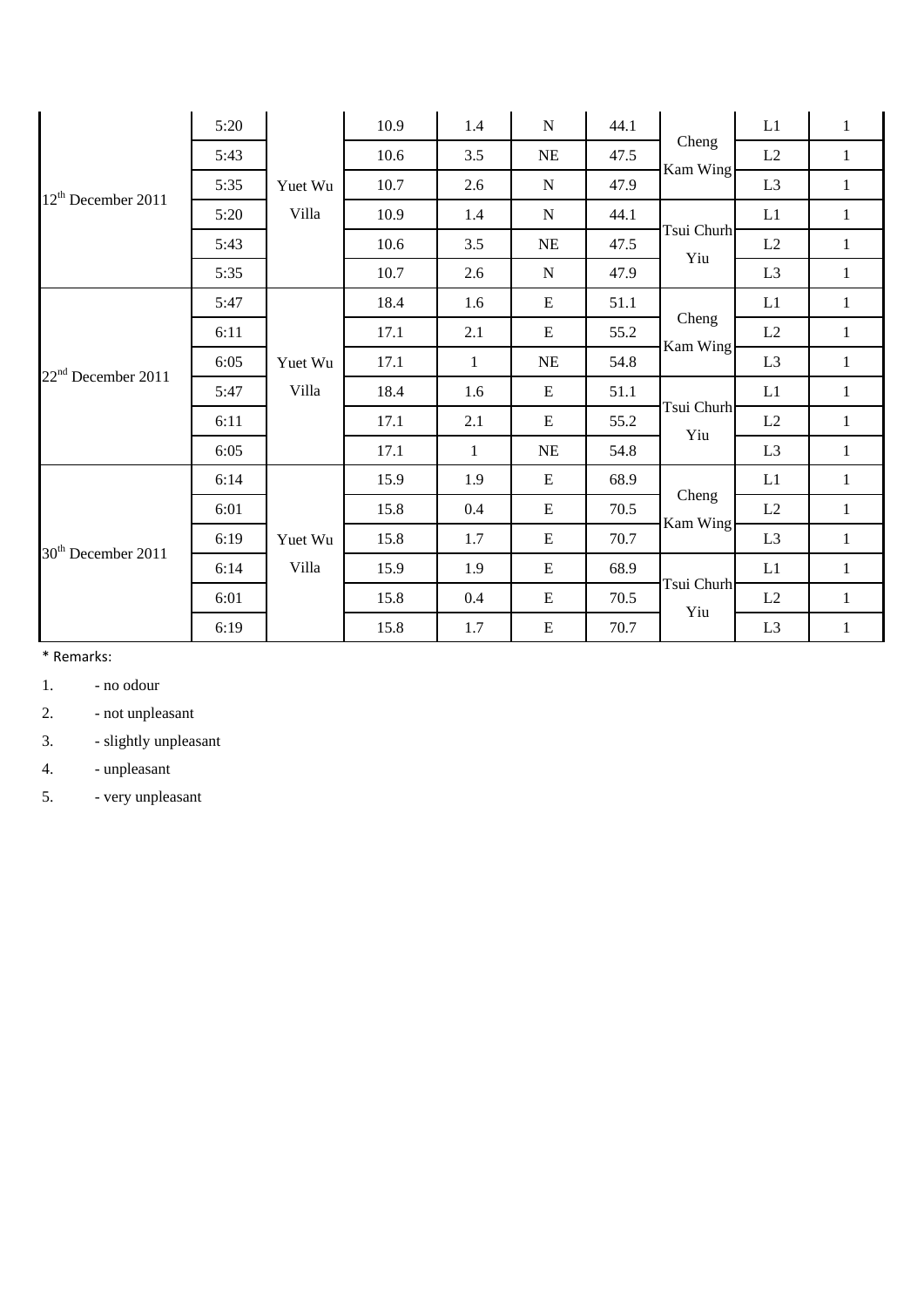| | | | | | | | | | |
|---|---|---|---|---|---|---|---|---|---|
| 12th December 2011 | 5:20 | Yuet Wu Villa | 10.9 | 1.4 | N | 44.1 | Cheng Kam Wing | L1 | 1 |
| | 5:43 | | 10.6 | 3.5 | NE | 47.5 | | L2 | 1 |
| | 5:35 | | 10.7 | 2.6 | N | 47.9 | | L3 | 1 |
| | 5:20 | | 10.9 | 1.4 | N | 44.1 | Tsui Churh Yiu | L1 | 1 |
| | 5:43 | | 10.6 | 3.5 | NE | 47.5 | | L2 | 1 |
| | 5:35 | | 10.7 | 2.6 | N | 47.9 | | L3 | 1 |
| 22nd December 2011 | 5:47 | Yuet Wu Villa | 18.4 | 1.6 | E | 51.1 | Cheng Kam Wing | L1 | 1 |
| | 6:11 | | 17.1 | 2.1 | E | 55.2 | | L2 | 1 |
| | 6:05 | | 17.1 | 1 | NE | 54.8 | | L3 | 1 |
| | 5:47 | | 18.4 | 1.6 | E | 51.1 | Tsui Churh Yiu | L1 | 1 |
| | 6:11 | | 17.1 | 2.1 | E | 55.2 | | L2 | 1 |
| | 6:05 | | 17.1 | 1 | NE | 54.8 | | L3 | 1 |
| 30th December 2011 | 6:14 | Yuet Wu Villa | 15.9 | 1.9 | E | 68.9 | Cheng Kam Wing | L1 | 1 |
| | 6:01 | | 15.8 | 0.4 | E | 70.5 | | L2 | 1 |
| | 6:19 | | 15.8 | 1.7 | E | 70.7 | | L3 | 1 |
| | 6:14 | | 15.9 | 1.9 | E | 68.9 | Tsui Churh Yiu | L1 | 1 |
| | 6:01 | | 15.8 | 0.4 | E | 70.5 | | L2 | 1 |
| | 6:19 | | 15.8 | 1.7 | E | 70.7 | | L3 | 1 |

* Remarks:

1. - no odour
2. - not unpleasant
3. - slightly unpleasant
4. - unpleasant
5. - very unpleasant